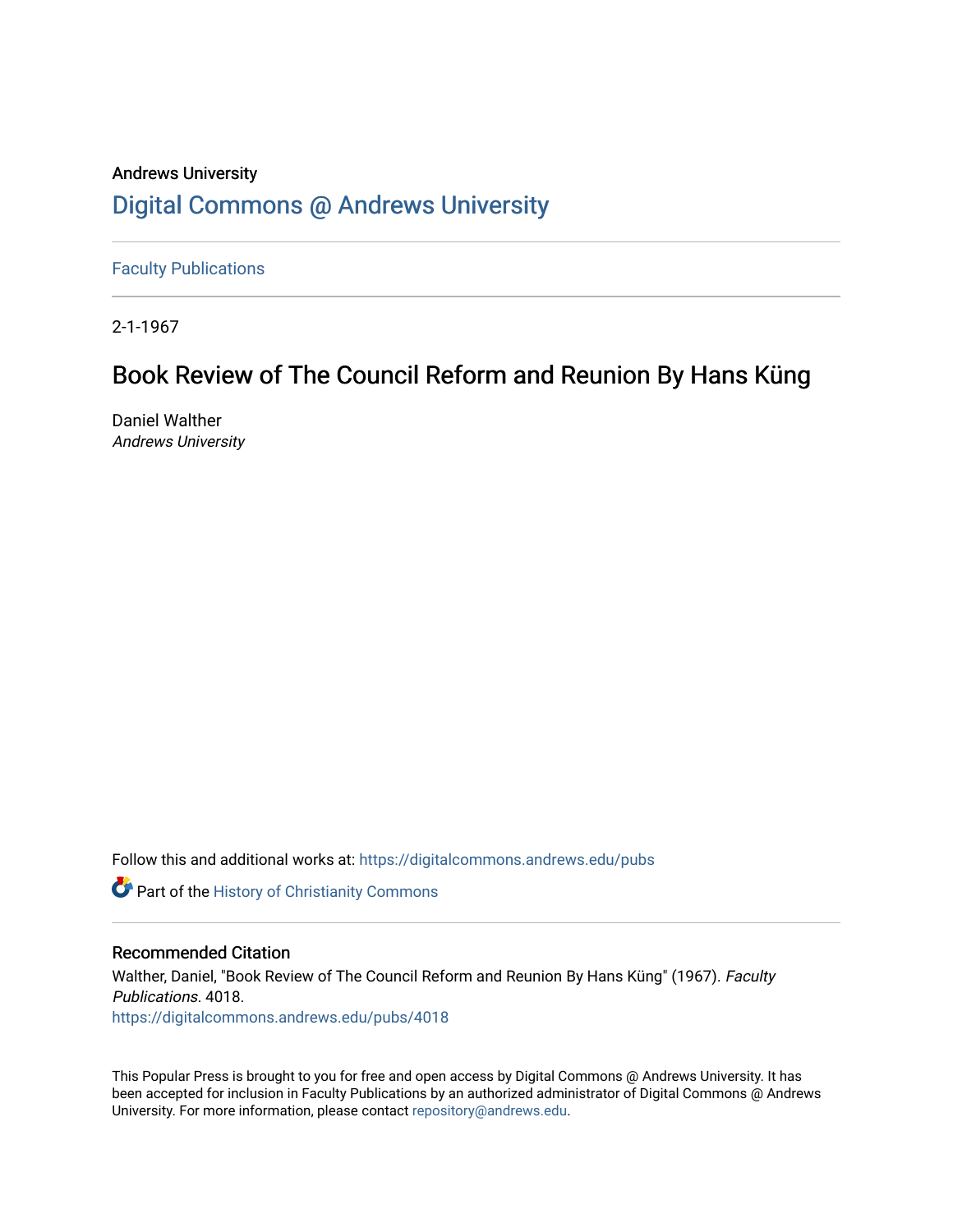Andrews University

# Digital Commons @ Andrews University

Faculty Publications

2-1-1967

## Book Review of The Council Reform and Reunion By Hans Küng

Daniel Walther

*Andrews University*

Follow this and additional works at: https://digitalcommons.andrews.edu/pubs

Part of the History of Christianity Commons

### Recommended Citation

Walther, Daniel, "Book Review of The Council Reform and Reunion By Hans Küng" (1967). *Faculty Publications*. 4018.
https://digitalcommons.andrews.edu/pubs/4018

This Popular Press is brought to you for free and open access by Digital Commons @ Andrews University. It has been accepted for inclusion in Faculty Publications by an authorized administrator of Digital Commons @ Andrews University. For more information, please contact repository@andrews.edu.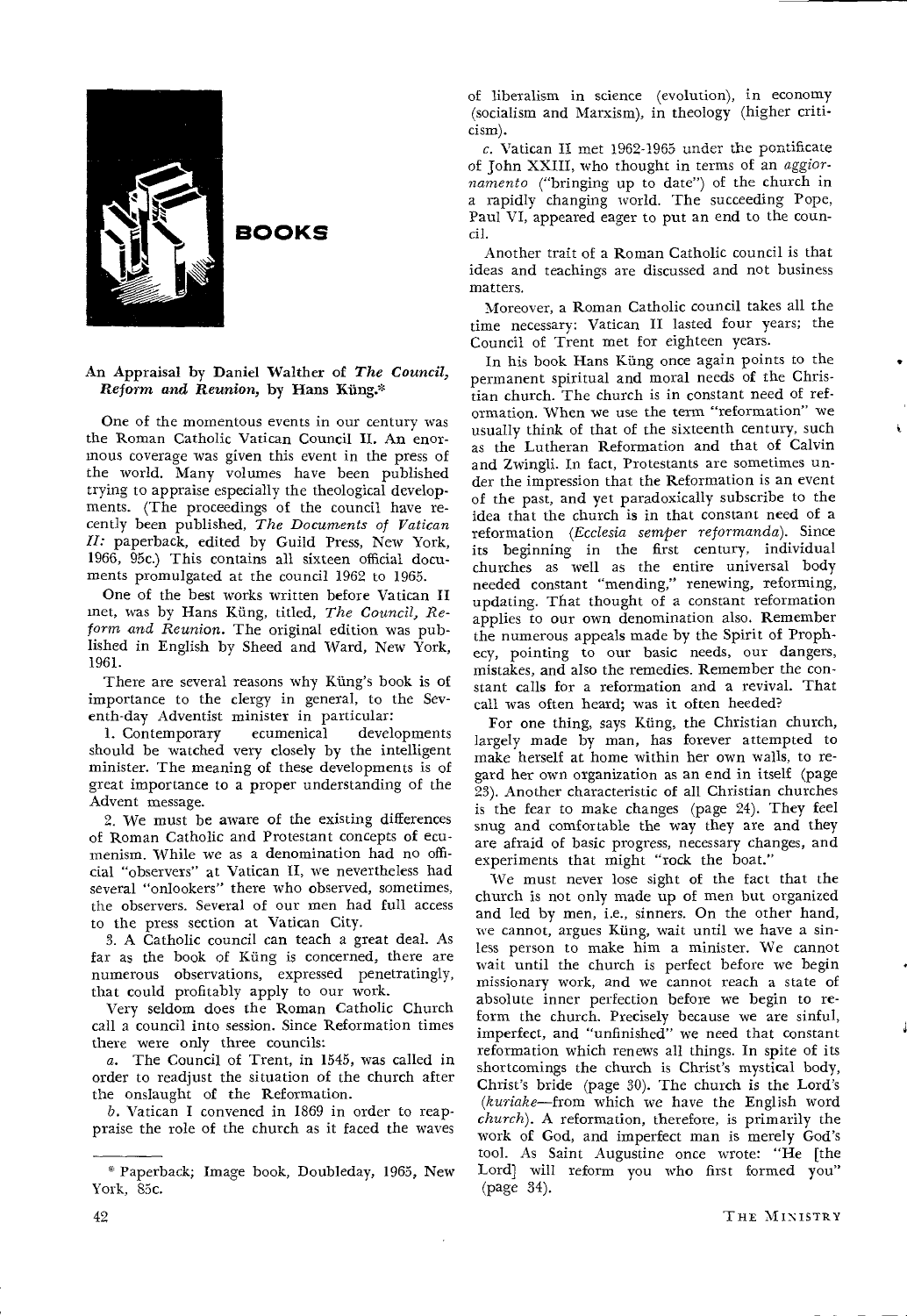# BOOKS

**An Appraisal by Daniel Walther of *The Council, Reform and Reunion*, by Hans Küng.***

One of the momentous events in our century was the Roman Catholic Vatican Council II. An enormous coverage was given this event in the press of the world. Many volumes have been published trying to appraise especially the theological developments. (The proceedings of the council have recently been published, *The Documents of Vatican II:* paperback, edited by Guild Press, New York, 1966, 95c.) This contains all sixteen official documents promulgated at the council 1962 to 1965.

One of the best works written before Vatican II met, was by Hans Küng, titled, *The Council, Reform and Reunion.* The original edition was published in English by Sheed and Ward, New York, 1961.

There are several reasons why Küng's book is of importance to the clergy in general, to the Seventh-day Adventist minister in particular:

1. Contemporary ecumenical developments should be watched very closely by the intelligent minister. The meaning of these developments is of great importance to a proper understanding of the Advent message.

2. We must be aware of the existing differences of Roman Catholic and Protestant concepts of ecumenism. While we as a denomination had no official "observers" at Vatican II, we nevertheless had several "onlookers" there who observed, sometimes, the observers. Several of our men had full access to the press section at Vatican City.

3. A Catholic council can teach a great deal. As far as the book of Küng is concerned, there are numerous observations, expressed penetratingly, that could profitably apply to our work.

Very seldom does the Roman Catholic Church call a council into session. Since Reformation times there were only three councils:

*a.* The Council of Trent, in 1545, was called in order to readjust the situation of the church after the onslaught of the Reformation.

*b.* Vatican I convened in 1869 in order to reappraise the role of the church as it faced the waves of liberalism in science (evolution), in economy (socialism and Marxism), in theology (higher criticism).

*c.* Vatican II met 1962-1965 under the pontificate of John XXIII, who thought in terms of an *aggiornamento* ("bringing up to date") of the church in a rapidly changing world. The succeeding Pope, Paul VI, appeared eager to put an end to the council.

Another trait of a Roman Catholic council is that ideas and teachings are discussed and not business matters.

Moreover, a Roman Catholic council takes all the time necessary: Vatican II lasted four years; the Council of Trent met for eighteen years.

In his book Hans Küng once again points to the permanent spiritual and moral needs of the Christian church. The church is in constant need of reformation. When we use the term "reformation" we usually think of that of the sixteenth century, such as the Lutheran Reformation and that of Calvin and Zwingli. In fact, Protestants are sometimes under the impression that the Reformation is an event of the past, and yet paradoxically subscribe to the idea that the church is in that constant need of a reformation (*Ecclesia semper reformanda*). Since its beginning in the first century, individual churches as well as the entire universal body needed constant "mending," renewing, reforming, updating. That thought of a constant reformation applies to our own denomination also. Remember the numerous appeals made by the Spirit of Prophecy, pointing to our basic needs, our dangers, mistakes, and also the remedies. Remember the constant calls for a reformation and a revival. That call was often heard; was it often heeded?

For one thing, says Küng, the Christian church, largely made by man, has forever attempted to make herself at home within her own walls, to regard her own organization as an end in itself (page 23). Another characteristic of all Christian churches is the fear to make changes (page 24). They feel snug and comfortable the way they are and they are afraid of basic progress, necessary changes, and experiments that might "rock the boat."

We must never lose sight of the fact that the church is not only made up of men but organized and led by men, i.e., sinners. On the other hand, we cannot, argues Küng, wait until we have a sinless person to make him a minister. We cannot wait until the church is perfect before we begin missionary work, and we cannot reach a state of absolute inner perfection before we begin to reform the church. Precisely because we are sinful, imperfect, and "unfinished" we need that constant reformation which renews all things. In spite of its shortcomings the church is Christ's mystical body, Christ's bride (page 30). The church is the Lord's (*kuriake*—from which we have the English word *church*). A reformation, therefore, is primarily the work of God, and imperfect man is merely God's tool. As Saint Augustine once wrote: "He [the Lord] will reform you who first formed you" (page 34).

---

\* Paperback; Image book, Doubleday, 1965, New York, 85c.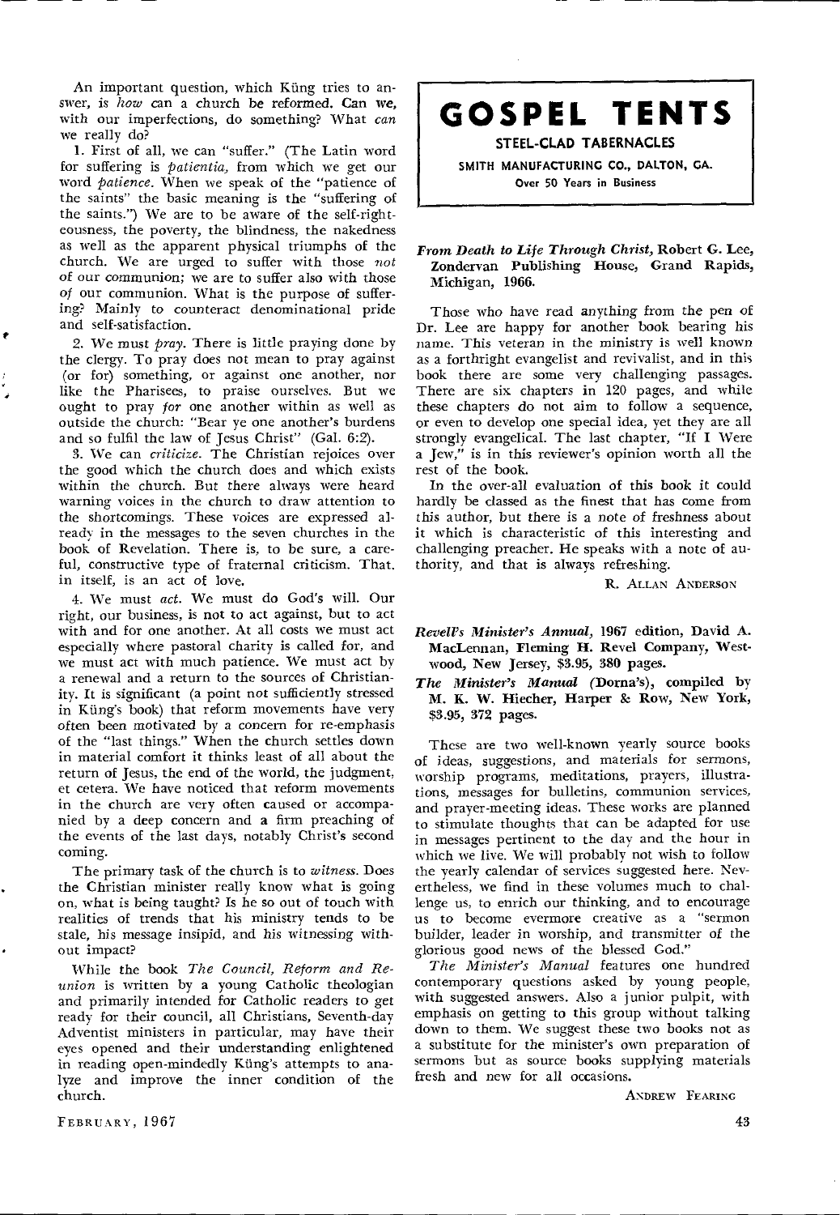An important question, which Küng tries to answer, is *how* can a church be reformed. Can we, with our imperfections, do something? What *can* we really do?

1. First of all, we can "suffer." (The Latin word for suffering is *patientia*, from which we get our word *patience*. When we speak of the "patience of the saints" the basic meaning is the "suffering of the saints.") We are to be aware of the self-righteousness, the poverty, the blindness, the nakedness as well as the apparent physical triumphs of the church. We are urged to suffer with those *not* of our communion; we are to suffer also with those *of* our communion. What is the purpose of suffering? Mainly to counteract denominational pride and self-satisfaction.

2. We must *pray*. There is little praying done by the clergy. To pray does not mean to pray against (or for) something, or against one another, nor like the Pharisees, to praise ourselves. But we ought to pray *for* one another within as well as outside the church: "Bear ye one another's burdens and so fulfil the law of Jesus Christ" (Gal. 6:2).

3. We can *criticize*. The Christian rejoices over the good which the church does and which exists within the church. But there always were heard warning voices in the church to draw attention to the shortcomings. These voices are expressed already in the messages to the seven churches in the book of Revelation. There is, to be sure, a careful, constructive type of fraternal criticism. That, in itself, is an act of love.

4. We must *act*. We must do God's will. Our right, our business, is not to act against, but to act with and for one another. At all costs we must act especially where pastoral charity is called for, and we must act with much patience. We must act by a renewal and a return to the sources of Christianity. It is significant (a point not sufficiently stressed in Küng's book) that reform movements have very often been motivated by a concern for re-emphasis of the "last things." When the church settles down in material comfort it thinks least of all about the return of Jesus, the end of the world, the judgment, et cetera. We have noticed that reform movements in the church are very often caused or accompanied by a deep concern and a firm preaching of the events of the last days, notably Christ's second coming.

The primary task of the church is to *witness*. Does the Christian minister really know what is going on, what is being taught? Is he so out of touch with realities of trends that his ministry tends to be stale, his message insipid, and his witnessing without impact?

While the book *The Council, Reform and Reunion* is written by a young Catholic theologian and primarily intended for Catholic readers to get ready for their council, all Christians, Seventh-day Adventist ministers in particular, may have their eyes opened and their understanding enlightened in reading open-mindedly Küng's attempts to analyze and improve the inner condition of the church.

---

**GOSPEL TENTS**

**STEEL-CLAD TABERNACLES**

SMITH MANUFACTURING CO., DALTON, GA.

Over 50 Years in Business

---

***From Death to Life Through Christ*, Robert G. Lee, Zondervan Publishing House, Grand Rapids, Michigan, 1966.**

Those who have read anything from the pen of Dr. Lee are happy for another book bearing his name. This veteran in the ministry is well known as a forthright evangelist and revivalist, and in this book there are some very challenging passages. There are six chapters in 120 pages, and while these chapters do not aim to follow a sequence, or even to develop one special idea, yet they are all strongly evangelical. The last chapter, "If I Were a Jew," is in this reviewer's opinion worth all the rest of the book.

In the over-all evaluation of this book it could hardly be classed as the finest that has come from this author, but there is a note of freshness about it which is characteristic of this interesting and challenging preacher. He speaks with a note of authority, and that is always refreshing.

R. ALLAN ANDERSON

***Revell's Minister's Annual*, 1967 edition, David A. MacLennan, Fleming H. Revel Company, Westwood, New Jersey, $3.95, 380 pages.**

***The Minister's Manual* (Dorna's), compiled by M. K. W. Hiecher, Harper & Row, New York, $3.95, 372 pages.**

These are two well-known yearly source books of ideas, suggestions, and materials for sermons, worship programs, meditations, prayers, illustrations, messages for bulletins, communion services, and prayer-meeting ideas. These works are planned to stimulate thoughts that can be adapted for use in messages pertinent to the day and the hour in which we live. We will probably not wish to follow the yearly calendar of services suggested here. Nevertheless, we find in these volumes much to challenge us, to enrich our thinking, and to encourage us to become evermore creative as a "sermon builder, leader in worship, and transmitter of the glorious good news of the blessed God."

*The Minister's Manual* features one hundred contemporary questions asked by young people, with suggested answers. Also a junior pulpit, with emphasis on getting to this group without talking down to them. We suggest these two books not as a substitute for the minister's own preparation of sermons but as source books supplying materials fresh and new for all occasions.

ANDREW FEARING